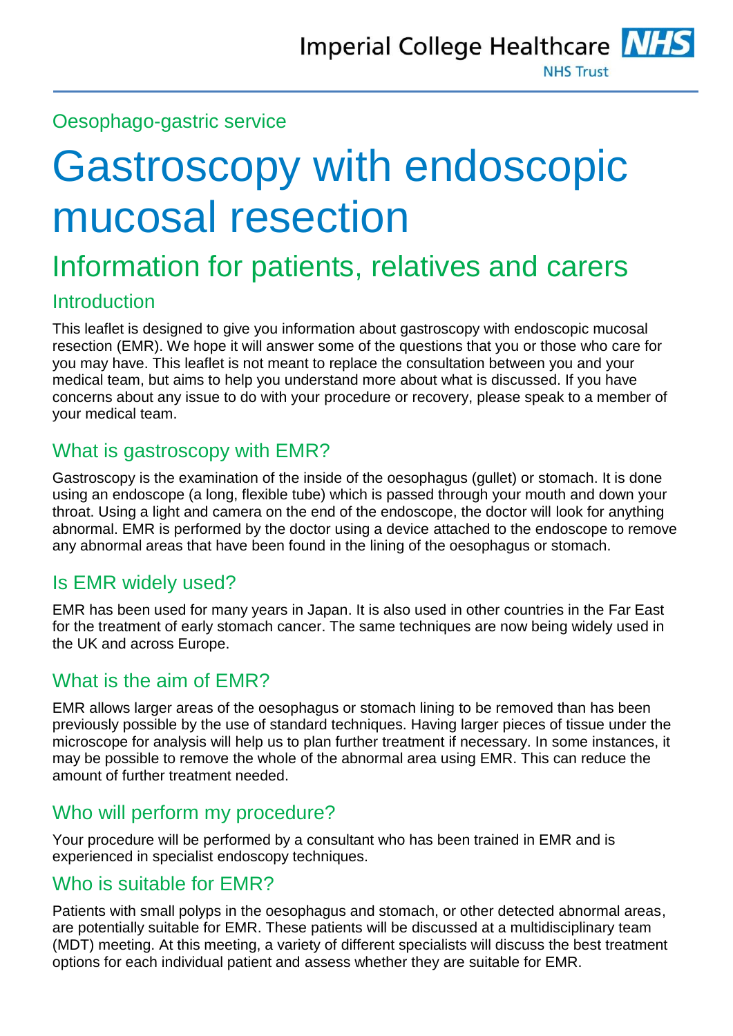Oesophago-gastric service

# Gastroscopy with endoscopic mucosal resection

## Information for patients, relatives and carers

### Introduction

This leaflet is designed to give you information about gastroscopy with endoscopic mucosal resection (EMR). We hope it will answer some of the questions that you or those who care for you may have. This leaflet is not meant to replace the consultation between you and your medical team, but aims to help you understand more about what is discussed. If you have concerns about any issue to do with your procedure or recovery, please speak to a member of your medical team.

### What is gastroscopy with EMR?

Gastroscopy is the examination of the inside of the oesophagus (gullet) or stomach. It is done using an endoscope (a long, flexible tube) which is passed through your mouth and down your throat. Using a light and camera on the end of the endoscope, the doctor will look for anything abnormal. EMR is performed by the doctor using a device attached to the endoscope to remove any abnormal areas that have been found in the lining of the oesophagus or stomach.

### Is EMR widely used?

EMR has been used for many years in Japan. It is also used in other countries in the Far East for the treatment of early stomach cancer. The same techniques are now being widely used in the UK and across Europe.

### What is the aim of EMR?

EMR allows larger areas of the oesophagus or stomach lining to be removed than has been previously possible by the use of standard techniques. Having larger pieces of tissue under the microscope for analysis will help us to plan further treatment if necessary. In some instances, it may be possible to remove the whole of the abnormal area using EMR. This can reduce the amount of further treatment needed.

### Who will perform my procedure?

Your procedure will be performed by a consultant who has been trained in EMR and is experienced in specialist endoscopy techniques.

### Who is suitable for EMR?

Patients with small polyps in the oesophagus and stomach, or other detected abnormal areas, are potentially suitable for EMR. These patients will be discussed at a multidisciplinary team (MDT) meeting. At this meeting, a variety of different specialists will discuss the best treatment options for each individual patient and assess whether they are suitable for EMR.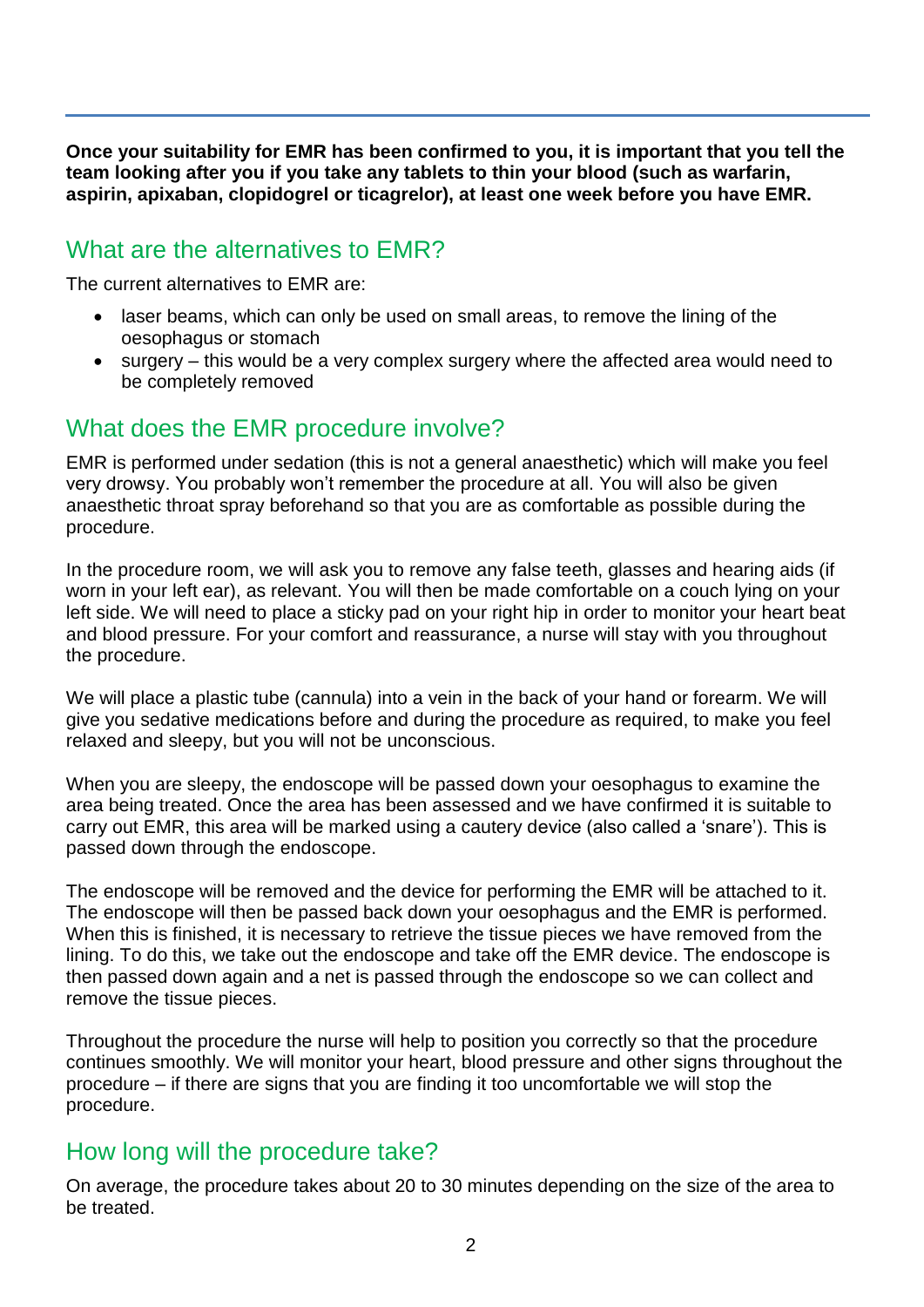**Once your suitability for EMR has been confirmed to you, it is important that you tell the team looking after you if you take any tablets to thin your blood (such as warfarin, aspirin, apixaban, clopidogrel or ticagrelor), at least one week before you have EMR.**

## What are the alternatives to EMR?

The current alternatives to EMR are:

- laser beams, which can only be used on small areas, to remove the lining of the oesophagus or stomach
- surgery – this would be a very complex surgery where the affected area would need to be completely removed

## What does the EMR procedure involve?

EMR is performed under sedation (this is not a general anaesthetic) which will make you feel very drowsy. You probably won't remember the procedure at all. You will also be given anaesthetic throat spray beforehand so that you are as comfortable as possible during the procedure.

In the procedure room, we will ask you to remove any false teeth, glasses and hearing aids (if worn in your left ear), as relevant. You will then be made comfortable on a couch lying on your left side. We will need to place a sticky pad on your right hip in order to monitor your heart beat and blood pressure. For your comfort and reassurance, a nurse will stay with you throughout the procedure.

We will place a plastic tube (cannula) into a vein in the back of your hand or forearm. We will give you sedative medications before and during the procedure as required, to make you feel relaxed and sleepy, but you will not be unconscious.

When you are sleepy, the endoscope will be passed down your oesophagus to examine the area being treated. Once the area has been assessed and we have confirmed it is suitable to carry out EMR, this area will be marked using a cautery device (also called a 'snare'). This is passed down through the endoscope.

The endoscope will be removed and the device for performing the EMR will be attached to it. The endoscope will then be passed back down your oesophagus and the EMR is performed. When this is finished, it is necessary to retrieve the tissue pieces we have removed from the lining. To do this, we take out the endoscope and take off the EMR device. The endoscope is then passed down again and a net is passed through the endoscope so we can collect and remove the tissue pieces.

Throughout the procedure the nurse will help to position you correctly so that the procedure continues smoothly. We will monitor your heart, blood pressure and other signs throughout the procedure – if there are signs that you are finding it too uncomfortable we will stop the procedure.

## How long will the procedure take?

On average, the procedure takes about 20 to 30 minutes depending on the size of the area to be treated.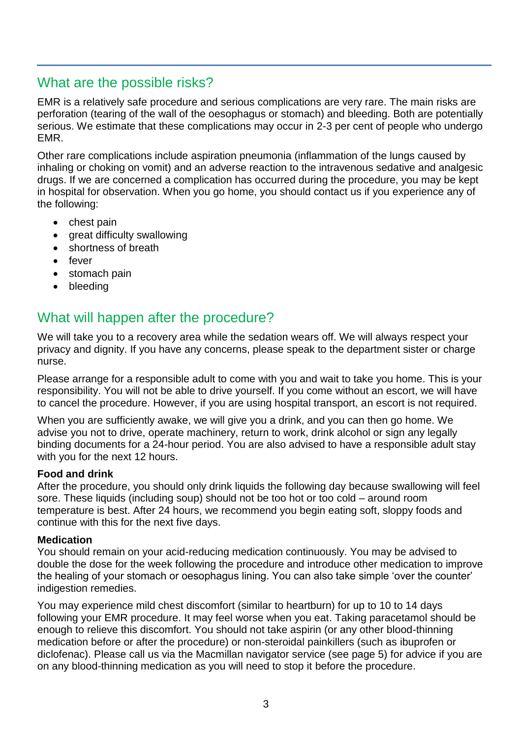## What are the possible risks?

EMR is a relatively safe procedure and serious complications are very rare. The main risks are perforation (tearing of the wall of the oesophagus or stomach) and bleeding. Both are potentially serious. We estimate that these complications may occur in 2-3 per cent of people who undergo EMR.

Other rare complications include aspiration pneumonia (inflammation of the lungs caused by inhaling or choking on vomit) and an adverse reaction to the intravenous sedative and analgesic drugs. If we are concerned a complication has occurred during the procedure, you may be kept in hospital for observation. When you go home, you should contact us if you experience any of the following:

- chest pain
- great difficulty swallowing
- shortness of breath
- fever
- stomach pain
- bleeding

## What will happen after the procedure?

We will take you to a recovery area while the sedation wears off. We will always respect your privacy and dignity. If you have any concerns, please speak to the department sister or charge nurse.

Please arrange for a responsible adult to come with you and wait to take you home. This is your responsibility. You will not be able to drive yourself. If you come without an escort, we will have to cancel the procedure. However, if you are using hospital transport, an escort is not required.

When you are sufficiently awake, we will give you a drink, and you can then go home. We advise you not to drive, operate machinery, return to work, drink alcohol or sign any legally binding documents for a 24-hour period. You are also advised to have a responsible adult stay with you for the next 12 hours.

**Food and drink**
After the procedure, you should only drink liquids the following day because swallowing will feel sore. These liquids (including soup) should not be too hot or too cold – around room temperature is best. After 24 hours, we recommend you begin eating soft, sloppy foods and continue with this for the next five days.

**Medication**
You should remain on your acid-reducing medication continuously. You may be advised to double the dose for the week following the procedure and introduce other medication to improve the healing of your stomach or oesophagus lining. You can also take simple 'over the counter' indigestion remedies.

You may experience mild chest discomfort (similar to heartburn) for up to 10 to 14 days following your EMR procedure. It may feel worse when you eat. Taking paracetamol should be enough to relieve this discomfort. You should not take aspirin (or any other blood-thinning medication before or after the procedure) or non-steroidal painkillers (such as ibuprofen or diclofenac). Please call us via the Macmillan navigator service (see page 5) for advice if you are on any blood-thinning medication as you will need to stop it before the procedure.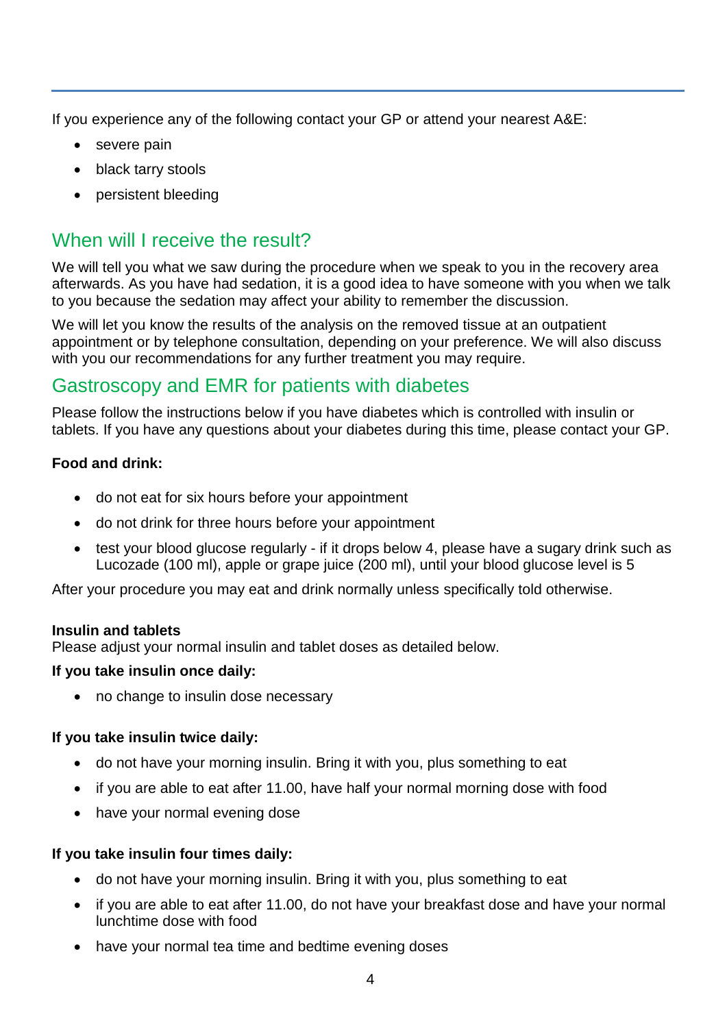If you experience any of the following contact your GP or attend your nearest A&E:

- severe pain
- black tarry stools
- persistent bleeding

## When will I receive the result?

We will tell you what we saw during the procedure when we speak to you in the recovery area afterwards. As you have had sedation, it is a good idea to have someone with you when we talk to you because the sedation may affect your ability to remember the discussion.

We will let you know the results of the analysis on the removed tissue at an outpatient appointment or by telephone consultation, depending on your preference. We will also discuss with you our recommendations for any further treatment you may require.

## Gastroscopy and EMR for patients with diabetes

Please follow the instructions below if you have diabetes which is controlled with insulin or tablets. If you have any questions about your diabetes during this time, please contact your GP.

**Food and drink:**

- do not eat for six hours before your appointment
- do not drink for three hours before your appointment
- test your blood glucose regularly - if it drops below 4, please have a sugary drink such as Lucozade (100 ml), apple or grape juice (200 ml), until your blood glucose level is 5

After your procedure you may eat and drink normally unless specifically told otherwise.

**Insulin and tablets**
Please adjust your normal insulin and tablet doses as detailed below.

**If you take insulin once daily:**

- no change to insulin dose necessary

**If you take insulin twice daily:**

- do not have your morning insulin. Bring it with you, plus something to eat
- if you are able to eat after 11.00, have half your normal morning dose with food
- have your normal evening dose

**If you take insulin four times daily:**

- do not have your morning insulin. Bring it with you, plus something to eat
- if you are able to eat after 11.00, do not have your breakfast dose and have your normal lunchtime dose with food
- have your normal tea time and bedtime evening doses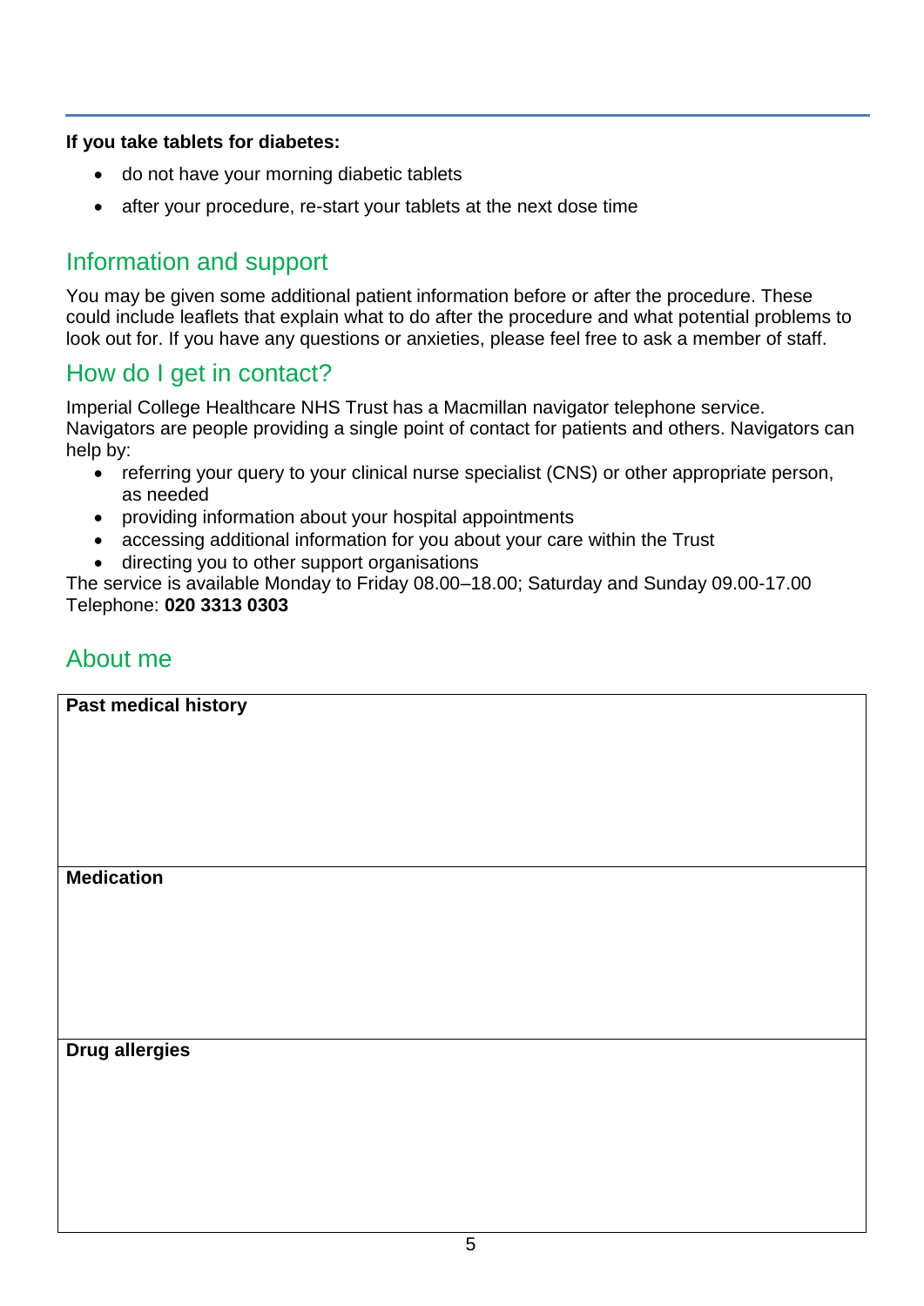**If you take tablets for diabetes:**

- do not have your morning diabetic tablets
- after your procedure, re-start your tablets at the next dose time

## Information and support

You may be given some additional patient information before or after the procedure. These could include leaflets that explain what to do after the procedure and what potential problems to look out for. If you have any questions or anxieties, please feel free to ask a member of staff.

## How do I get in contact?

Imperial College Healthcare NHS Trust has a Macmillan navigator telephone service. Navigators are people providing a single point of contact for patients and others. Navigators can help by:

- referring your query to your clinical nurse specialist (CNS) or other appropriate person, as needed
- providing information about your hospital appointments
- accessing additional information for you about your care within the Trust
- directing you to other support organisations

The service is available Monday to Friday 08.00–18.00; Saturday and Sunday 09.00-17.00
Telephone: **020 3313 0303**

## About me

| **Past medical history** |
| --- |
| |
| **Medication** |
| |
| **Drug allergies** |
| |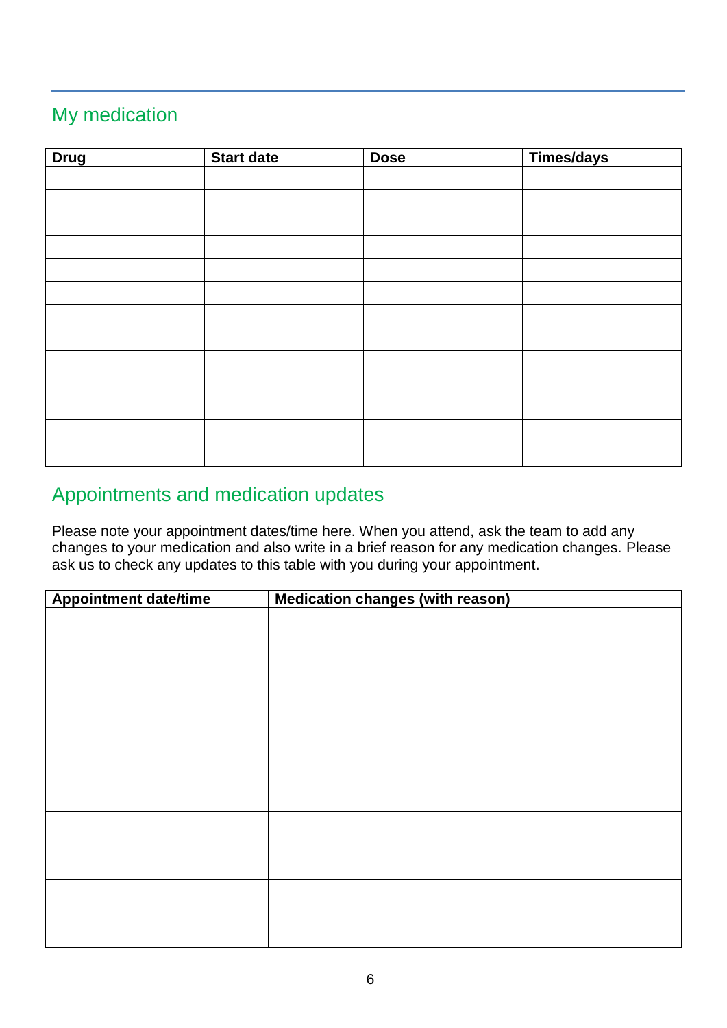## My medication

| Drug | Start date | Dose | Times/days |
|---|---|---|---|
| | | | |
| | | | |
| | | | |
| | | | |
| | | | |
| | | | |
| | | | |
| | | | |
| | | | |
| | | | |
| | | | |
| | | | |
| | | | |

## Appointments and medication updates

Please note your appointment dates/time here. When you attend, ask the team to add any changes to your medication and also write in a brief reason for any medication changes. Please ask us to check any updates to this table with you during your appointment.

| Appointment date/time | Medication changes (with reason) |
|---|---|
| | |
| | |
| | |
| | |
| | |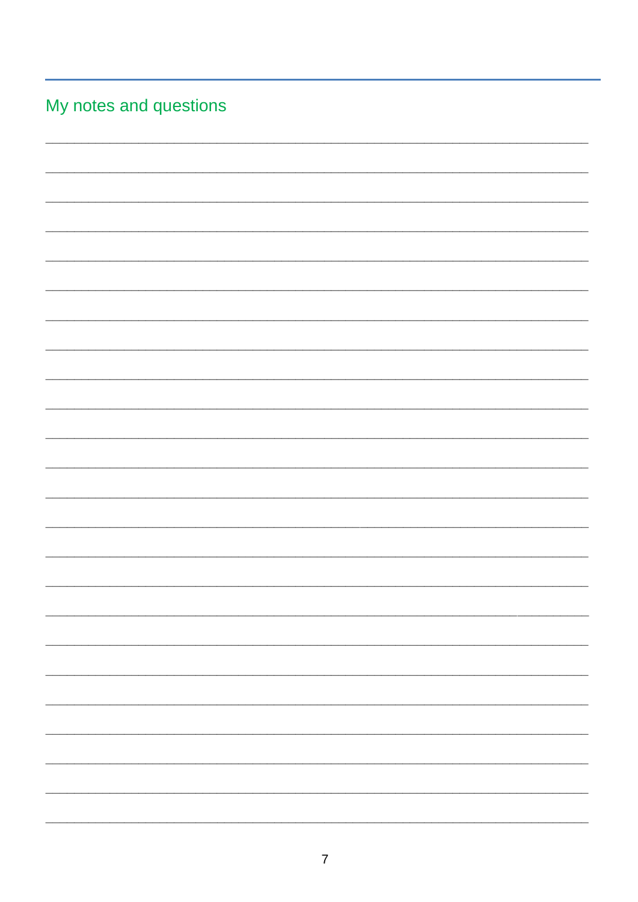## My notes and questions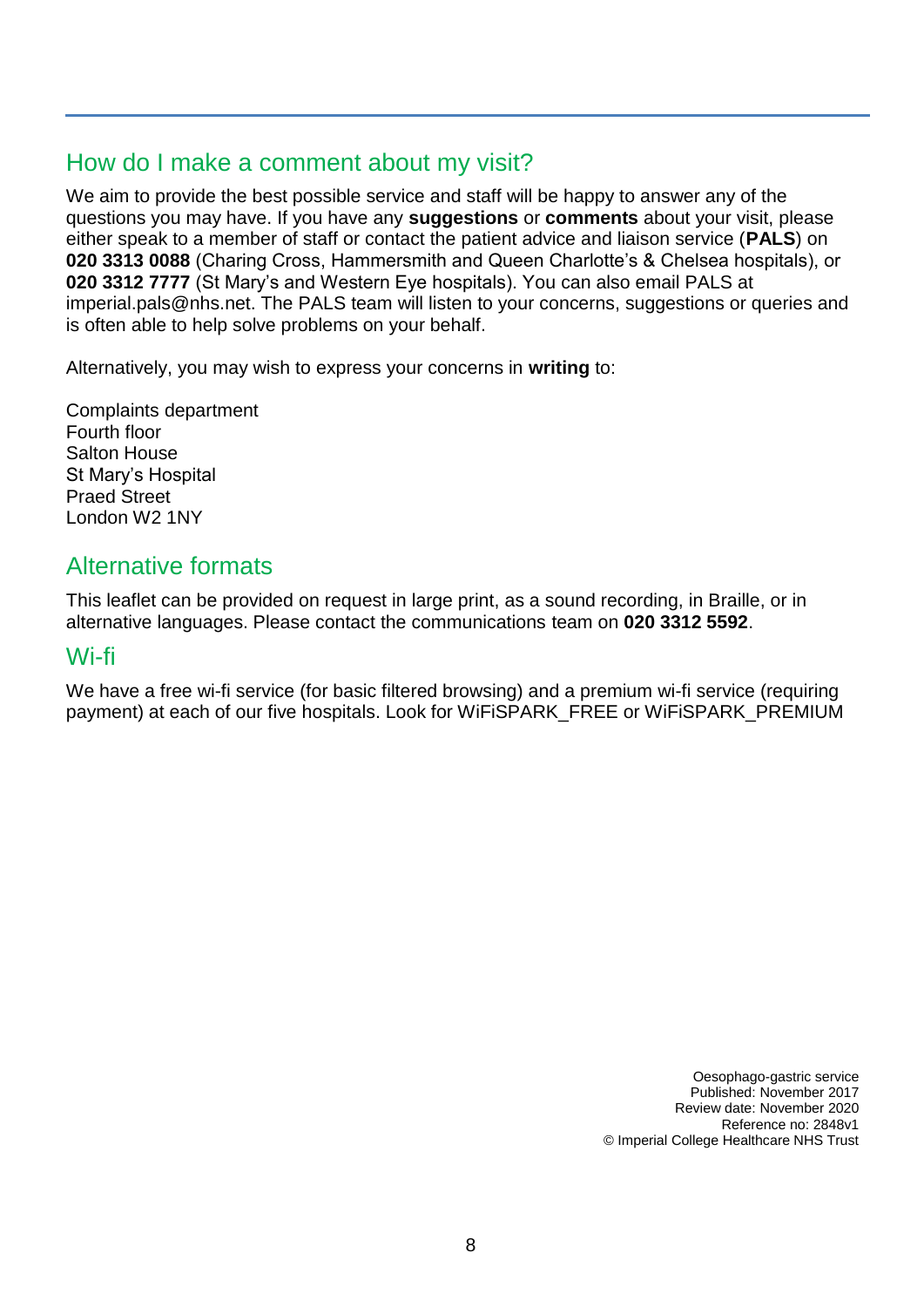## How do I make a comment about my visit?

We aim to provide the best possible service and staff will be happy to answer any of the questions you may have. If you have any **suggestions** or **comments** about your visit, please either speak to a member of staff or contact the patient advice and liaison service (**PALS**) on **020 3313 0088** (Charing Cross, Hammersmith and Queen Charlotte's & Chelsea hospitals), or **020 3312 7777** (St Mary's and Western Eye hospitals). You can also email PALS at imperial.pals@nhs.net. The PALS team will listen to your concerns, suggestions or queries and is often able to help solve problems on your behalf.

Alternatively, you may wish to express your concerns in **writing** to:

Complaints department
Fourth floor
Salton House
St Mary's Hospital
Praed Street
London W2 1NY

## Alternative formats

This leaflet can be provided on request in large print, as a sound recording, in Braille, or in alternative languages. Please contact the communications team on **020 3312 5592**.

## Wi-fi

We have a free wi-fi service (for basic filtered browsing) and a premium wi-fi service (requiring payment) at each of our five hospitals. Look for WiFiSPARK_FREE or WiFiSPARK_PREMIUM

Oesophago-gastric service
Published: November 2017
Review date: November 2020
Reference no: 2848v1
© Imperial College Healthcare NHS Trust